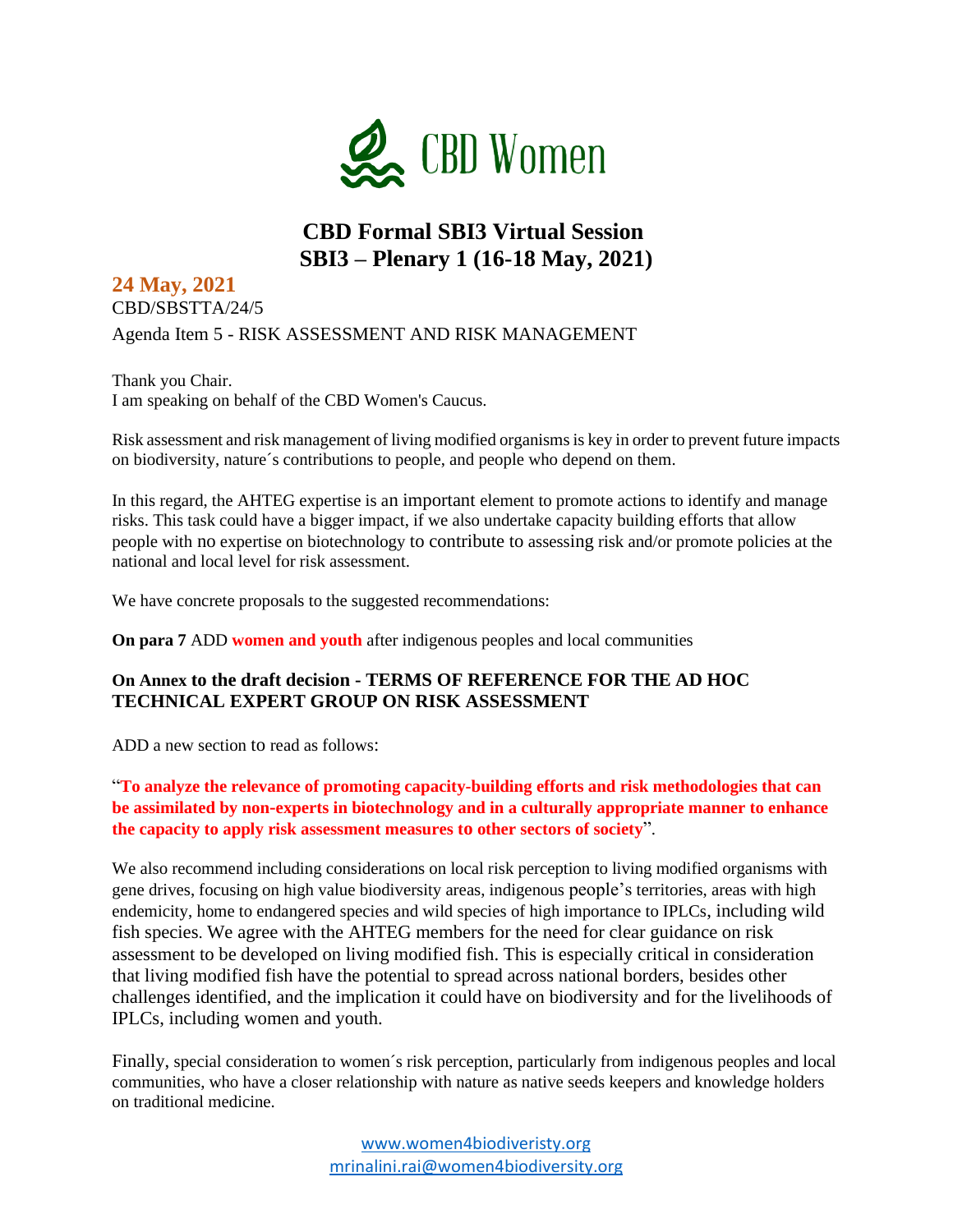CBD Women

# CBD Formal SBI3 Virtual Session
# SBI3 – Plenary 1 (16-18 May, 2021)

**24 May, 2021**

CBD/SBSTTA/24/5

Agenda Item 5 - RISK ASSESSMENT AND RISK MANAGEMENT

Thank you Chair.
I am speaking on behalf of the CBD Women's Caucus.

Risk assessment and risk management of living modified organisms is key in order to prevent future impacts on biodiversity, nature´s contributions to people, and people who depend on them.

In this regard, the AHTEG expertise is an important element to promote actions to identify and manage risks. This task could have a bigger impact, if we also undertake capacity building efforts that allow people with no expertise on biotechnology to contribute to assessing risk and/or promote policies at the national and local level for risk assessment.

We have concrete proposals to the suggested recommendations:

**On para 7** ADD **women and youth** after indigenous peoples and local communities

**On Annex to the draft decision - TERMS OF REFERENCE FOR THE AD HOC TECHNICAL EXPERT GROUP ON RISK ASSESSMENT**

ADD a new section to read as follows:

"**To analyze the relevance of promoting capacity-building efforts and risk methodologies that can be assimilated by non-experts in biotechnology and in a culturally appropriate manner to enhance the capacity to apply risk assessment measures to other sectors of society**".

We also recommend including considerations on local risk perception to living modified organisms with gene drives, focusing on high value biodiversity areas, indigenous people's territories, areas with high endemicity, home to endangered species and wild species of high importance to IPLCs, including wild fish species. We agree with the AHTEG members for the need for clear guidance on risk assessment to be developed on living modified fish. This is especially critical in consideration that living modified fish have the potential to spread across national borders, besides other challenges identified, and the implication it could have on biodiversity and for the livelihoods of IPLCs, including women and youth.

Finally, special consideration to women´s risk perception, particularly from indigenous peoples and local communities, who have a closer relationship with nature as native seeds keepers and knowledge holders on traditional medicine.

www.women4biodiveristy.org
mrinalini.rai@women4biodiversity.org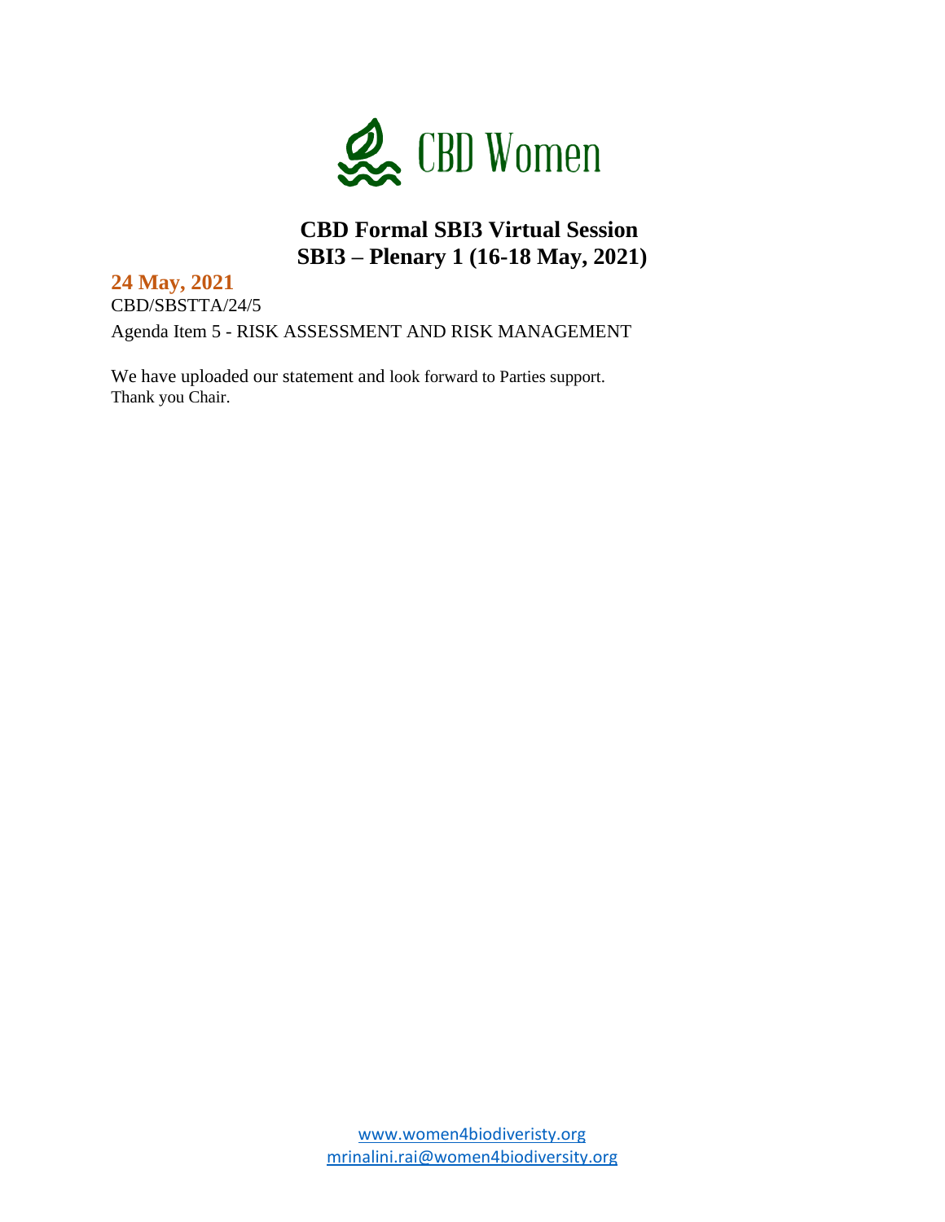CBD Women

# CBD Formal SBI3 Virtual Session
## SBI3 – Plenary 1 (16-18 May, 2021)

**24 May, 2021**

CBD/SBSTTA/24/5

Agenda Item 5 - RISK ASSESSMENT AND RISK MANAGEMENT

We have uploaded our statement and look forward to Parties support.
Thank you Chair.

www.women4biodiveristy.org
mrinalini.rai@women4biodiversity.org